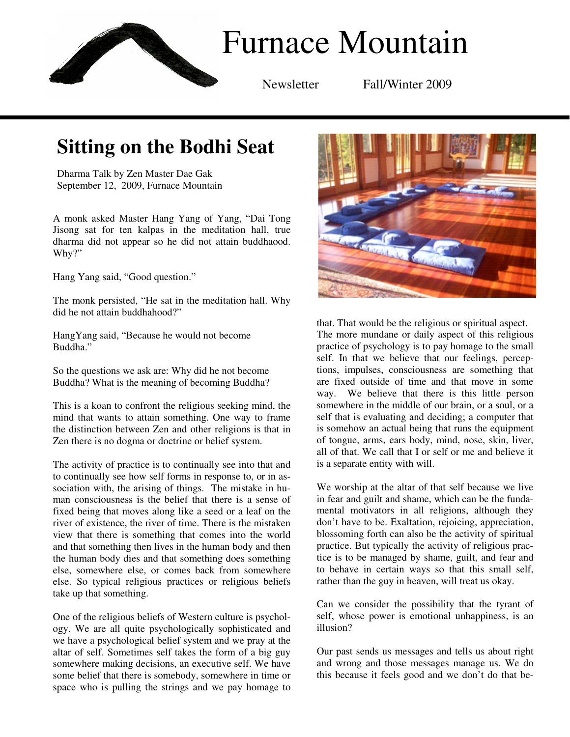# Furnace Mountain

Newsletter Fall/Winter 2009

## Sitting on the Bodhi Seat

Dharma Talk by Zen Master Dae Gak
September 12, 2009, Furnace Mountain

A monk asked Master Hang Yang of Yang, "Dai Tong Jisong sat for ten kalpas in the meditation hall, true dharma did not appear so he did not attain buddhaood. Why?"

Hang Yang said, "Good question."

The monk persisted, "He sat in the meditation hall. Why did he not attain buddhahood?"

HangYang said, "Because he would not become Buddha."

So the questions we ask are: Why did he not become Buddha? What is the meaning of becoming Buddha?

This is a koan to confront the religious seeking mind, the mind that wants to attain something. One way to frame the distinction between Zen and other religions is that in Zen there is no dogma or doctrine or belief system.

The activity of practice is to continually see into that and to continually see how self forms in response to, or in association with, the arising of things. The mistake in human consciousness is the belief that there is a sense of fixed being that moves along like a seed or a leaf on the river of existence, the river of time. There is the mistaken view that there is something that comes into the world and that something then lives in the human body and then the human body dies and that something does something else, somewhere else, or comes back from somewhere else. So typical religious practices or religious beliefs take up that something.

One of the religious beliefs of Western culture is psychology. We are all quite psychologically sophisticated and we have a psychological belief system and we pray at the altar of self. Sometimes self takes the form of a big guy somewhere making decisions, an executive self. We have some belief that there is somebody, somewhere in time or space who is pulling the strings and we pay homage to that. That would be the religious or spiritual aspect. The more mundane or daily aspect of this religious practice of psychology is to pay homage to the small self. In that we believe that our feelings, perceptions, impulses, consciousness are something that are fixed outside of time and that move in some way. We believe that there is this little person somewhere in the middle of our brain, or a soul, or a self that is evaluating and deciding; a computer that is somehow an actual being that runs the equipment of tongue, arms, ears body, mind, nose, skin, liver, all of that. We call that I or self or me and believe it is a separate entity with will.

We worship at the altar of that self because we live in fear and guilt and shame, which can be the fundamental motivators in all religions, although they don't have to be. Exaltation, rejoicing, appreciation, blossoming forth can also be the activity of spiritual practice. But typically the activity of religious practice is to be managed by shame, guilt, and fear and to behave in certain ways so that this small self, rather than the guy in heaven, will treat us okay.

Can we consider the possibility that the tyrant of self, whose power is emotional unhappiness, is an illusion?

Our past sends us messages and tells us about right and wrong and those messages manage us. We do this because it feels good and we don't do that be-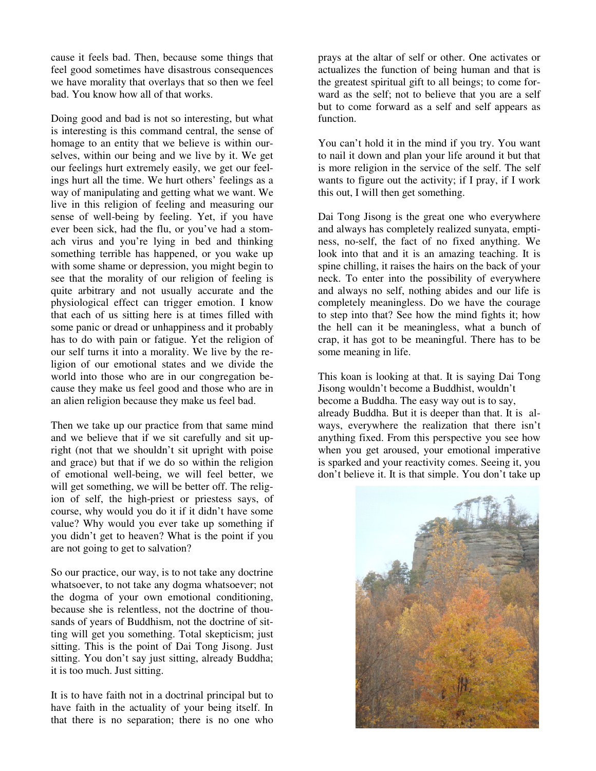cause it feels bad. Then, because some things that feel good sometimes have disastrous consequences we have morality that overlays that so then we feel bad. You know how all of that works.

Doing good and bad is not so interesting, but what is interesting is this command central, the sense of homage to an entity that we believe is within ourselves, within our being and we live by it. We get our feelings hurt extremely easily, we get our feelings hurt all the time. We hurt others' feelings as a way of manipulating and getting what we want. We live in this religion of feeling and measuring our sense of well-being by feeling. Yet, if you have ever been sick, had the flu, or you've had a stomach virus and you're lying in bed and thinking something terrible has happened, or you wake up with some shame or depression, you might begin to see that the morality of our religion of feeling is quite arbitrary and not usually accurate and the physiological effect can trigger emotion. I know that each of us sitting here is at times filled with some panic or dread or unhappiness and it probably has to do with pain or fatigue. Yet the religion of our self turns it into a morality. We live by the religion of our emotional states and we divide the world into those who are in our congregation because they make us feel good and those who are in an alien religion because they make us feel bad.

Then we take up our practice from that same mind and we believe that if we sit carefully and sit upright (not that we shouldn't sit upright with poise and grace) but that if we do so within the religion of emotional well-being, we will feel better, we will get something, we will be better off. The religion of self, the high-priest or priestess says, of course, why would you do it if it didn't have some value? Why would you ever take up something if you didn't get to heaven? What is the point if you are not going to get to salvation?

So our practice, our way, is to not take any doctrine whatsoever, to not take any dogma whatsoever; not the dogma of your own emotional conditioning, because she is relentless, not the doctrine of thousands of years of Buddhism, not the doctrine of sitting will get you something. Total skepticism; just sitting. This is the point of Dai Tong Jisong. Just sitting. You don't say just sitting, already Buddha; it is too much. Just sitting.

It is to have faith not in a doctrinal principal but to have faith in the actuality of your being itself. In that there is no separation; there is no one who prays at the altar of self or other. One activates or actualizes the function of being human and that is the greatest spiritual gift to all beings; to come forward as the self; not to believe that you are a self but to come forward as a self and self appears as function.

You can't hold it in the mind if you try. You want to nail it down and plan your life around it but that is more religion in the service of the self. The self wants to figure out the activity; if I pray, if I work this out, I will then get something.

Dai Tong Jisong is the great one who everywhere and always has completely realized sunyata, emptiness, no-self, the fact of no fixed anything. We look into that and it is an amazing teaching. It is spine chilling, it raises the hairs on the back of your neck. To enter into the possibility of everywhere and always no self, nothing abides and our life is completely meaningless. Do we have the courage to step into that? See how the mind fights it; how the hell can it be meaningless, what a bunch of crap, it has got to be meaningful. There has to be some meaning in life.

This koan is looking at that. It is saying Dai Tong Jisong wouldn't become a Buddhist, wouldn't become a Buddha. The easy way out is to say, already Buddha. But it is deeper than that. It is always, everywhere the realization that there isn't anything fixed. From this perspective you see how when you get aroused, your emotional imperative is sparked and your reactivity comes. Seeing it, you don't believe it. It is that simple. You don't take up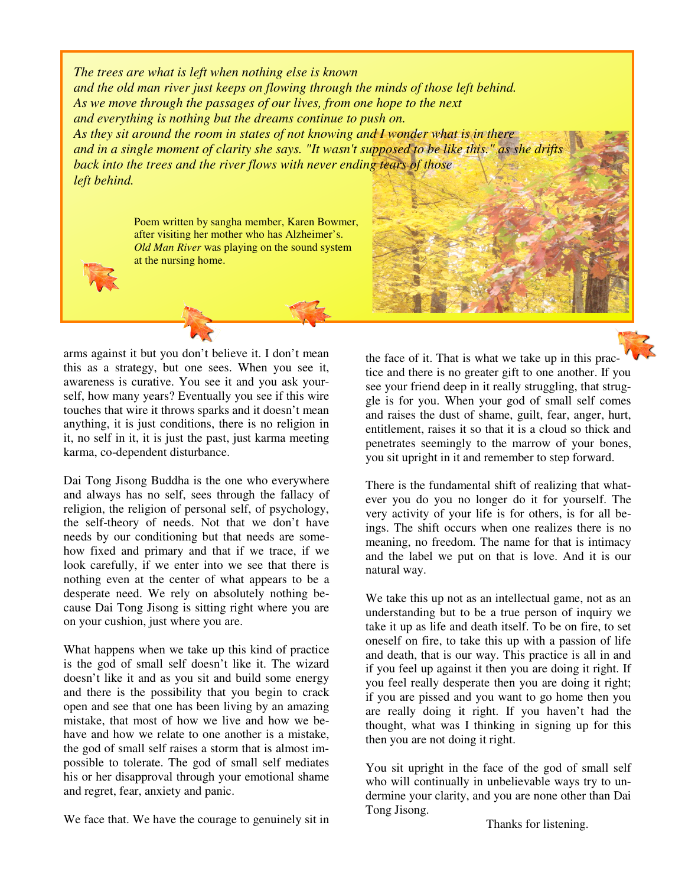*The trees are what is left when nothing else is known*
*and the old man river just keeps on flowing through the minds of those left behind.*
*As we move through the passages of our lives, from one hope to the next*
*and everything is nothing but the dreams continue to push on.*
*As they sit around the room in states of not knowing and I wonder what is in there*
*and in a single moment of clarity she says. "It wasn't supposed to be like this." as she drifts back into the trees and the river flows with never ending tears of those left behind.*

Poem written by sangha member, Karen Bowmer, after visiting her mother who has Alzheimer's. *Old Man River* was playing on the sound system at the nursing home.

arms against it but you don't believe it. I don't mean this as a strategy, but one sees. When you see it, awareness is curative. You see it and you ask yourself, how many years? Eventually you see if this wire touches that wire it throws sparks and it doesn't mean anything, it is just conditions, there is no religion in it, no self in it, it is just the past, just karma meeting karma, co-dependent disturbance.

Dai Tong Jisong Buddha is the one who everywhere and always has no self, sees through the fallacy of religion, the religion of personal self, of psychology, the self-theory of needs. Not that we don't have needs by our conditioning but that needs are somehow fixed and primary and that if we trace, if we look carefully, if we enter into we see that there is nothing even at the center of what appears to be a desperate need. We rely on absolutely nothing because Dai Tong Jisong is sitting right where you are on your cushion, just where you are.

What happens when we take up this kind of practice is the god of small self doesn't like it. The wizard doesn't like it and as you sit and build some energy and there is the possibility that you begin to crack open and see that one has been living by an amazing mistake, that most of how we live and how we behave and how we relate to one another is a mistake, the god of small self raises a storm that is almost impossible to tolerate. The god of small self mediates his or her disapproval through your emotional shame and regret, fear, anxiety and panic.

We face that. We have the courage to genuinely sit in the face of it. That is what we take up in this practice and there is no greater gift to one another. If you see your friend deep in it really struggling, that struggle is for you. When your god of small self comes and raises the dust of shame, guilt, fear, anger, hurt, entitlement, raises it so that it is a cloud so thick and penetrates seemingly to the marrow of your bones, you sit upright in it and remember to step forward.

There is the fundamental shift of realizing that whatever you do you no longer do it for yourself. The very activity of your life is for others, is for all beings. The shift occurs when one realizes there is no meaning, no freedom. The name for that is intimacy and the label we put on that is love. And it is our natural way.

We take this up not as an intellectual game, not as an understanding but to be a true person of inquiry we take it up as life and death itself. To be on fire, to set oneself on fire, to take this up with a passion of life and death, that is our way. This practice is all in and if you feel up against it then you are doing it right. If you feel really desperate then you are doing it right; if you are pissed and you want to go home then you are really doing it right. If you haven't had the thought, what was I thinking in signing up for this then you are not doing it right.

You sit upright in the face of the god of small self who will continually in unbelievable ways try to undermine your clarity, and you are none other than Dai Tong Jisong.

Thanks for listening.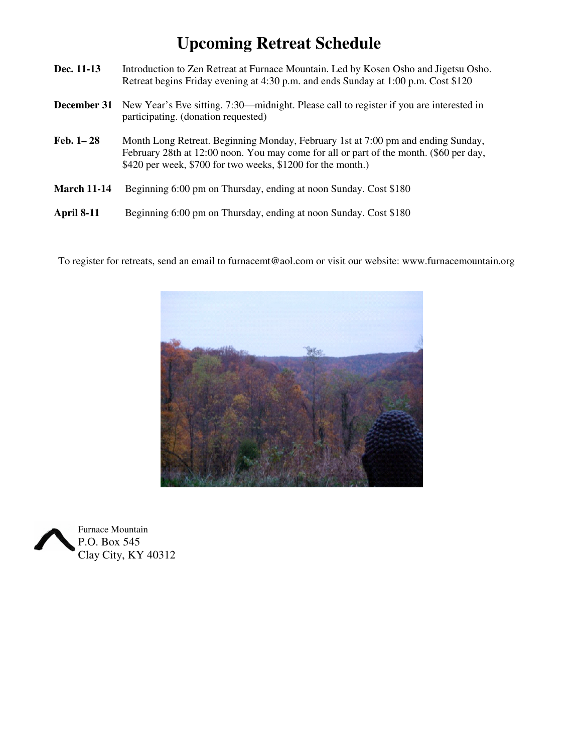# Upcoming Retreat Schedule

**Dec. 11-13** Introduction to Zen Retreat at Furnace Mountain. Led by Kosen Osho and Jigetsu Osho. Retreat begins Friday evening at 4:30 p.m. and ends Sunday at 1:00 p.m. Cost $120

**December 31** New Year's Eve sitting. 7:30—midnight. Please call to register if you are interested in participating. (donation requested)

**Feb. 1– 28** Month Long Retreat. Beginning Monday, February 1st at 7:00 pm and ending Sunday, February 28th at 12:00 noon. You may come for all or part of the month. ($60 per day, $420 per week, $700 for two weeks, $1200 for the month.)

**March 11-14** Beginning 6:00 pm on Thursday, ending at noon Sunday. Cost $180

**April 8-11** Beginning 6:00 pm on Thursday, ending at noon Sunday. Cost $180

To register for retreats, send an email to furnacemt@aol.com or visit our website: www.furnacemountain.org

Furnace Mountain
P.O. Box 545
Clay City, KY 40312